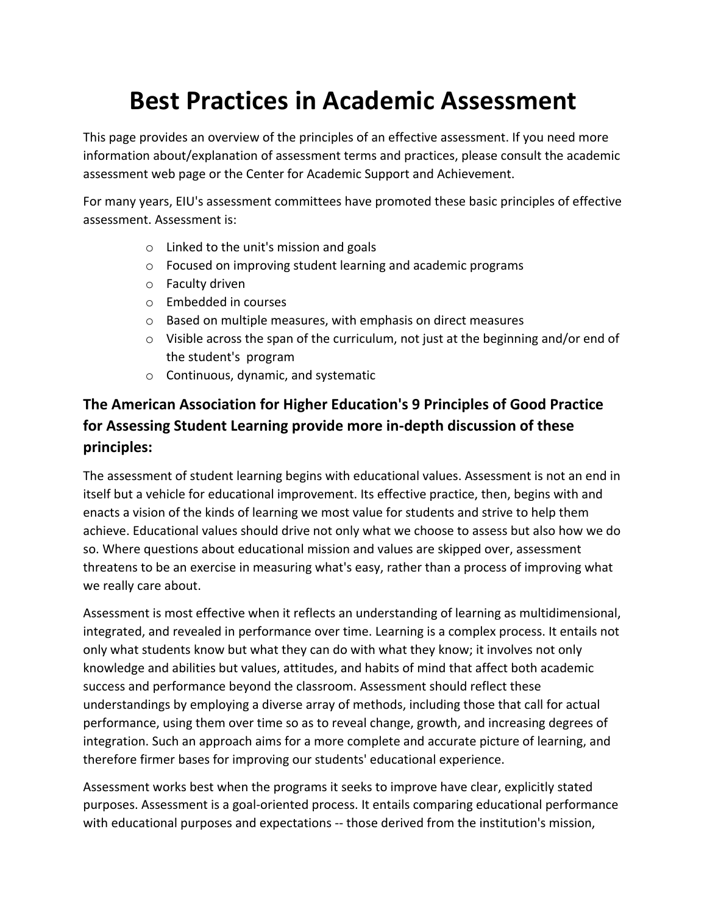# Best Practices in Academic Assessment

This page provides an overview of the principles of an effective assessment. If you need more information about/explanation of assessment terms and practices, please consult the academic assessment web page or the Center for Academic Support and Achievement.

For many years, EIU's assessment committees have promoted these basic principles of effective assessment. Assessment is:

- Linked to the unit's mission and goals
- Focused on improving student learning and academic programs
- Faculty driven
- Embedded in courses
- Based on multiple measures, with emphasis on direct measures
- Visible across the span of the curriculum, not just at the beginning and/or end of the student's program
- Continuous, dynamic, and systematic

## The American Association for Higher Education's 9 Principles of Good Practice for Assessing Student Learning provide more in-depth discussion of these principles:

The assessment of student learning begins with educational values. Assessment is not an end in itself but a vehicle for educational improvement. Its effective practice, then, begins with and enacts a vision of the kinds of learning we most value for students and strive to help them achieve. Educational values should drive not only what we choose to assess but also how we do so. Where questions about educational mission and values are skipped over, assessment threatens to be an exercise in measuring what's easy, rather than a process of improving what we really care about.

Assessment is most effective when it reflects an understanding of learning as multidimensional, integrated, and revealed in performance over time. Learning is a complex process. It entails not only what students know but what they can do with what they know; it involves not only knowledge and abilities but values, attitudes, and habits of mind that affect both academic success and performance beyond the classroom. Assessment should reflect these understandings by employing a diverse array of methods, including those that call for actual performance, using them over time so as to reveal change, growth, and increasing degrees of integration. Such an approach aims for a more complete and accurate picture of learning, and therefore firmer bases for improving our students' educational experience.

Assessment works best when the programs it seeks to improve have clear, explicitly stated purposes. Assessment is a goal-oriented process. It entails comparing educational performance with educational purposes and expectations -- those derived from the institution's mission,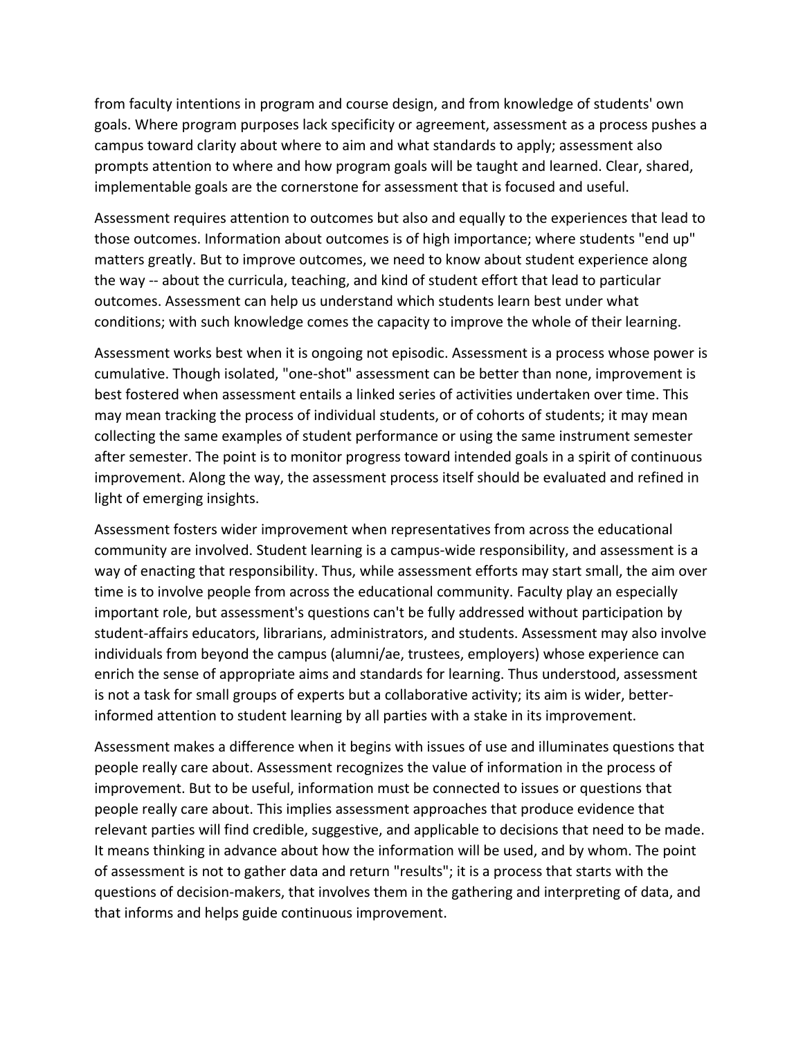from faculty intentions in program and course design, and from knowledge of students' own goals. Where program purposes lack specificity or agreement, assessment as a process pushes a campus toward clarity about where to aim and what standards to apply; assessment also prompts attention to where and how program goals will be taught and learned. Clear, shared, implementable goals are the cornerstone for assessment that is focused and useful.

Assessment requires attention to outcomes but also and equally to the experiences that lead to those outcomes. Information about outcomes is of high importance; where students "end up" matters greatly. But to improve outcomes, we need to know about student experience along the way -- about the curricula, teaching, and kind of student effort that lead to particular outcomes. Assessment can help us understand which students learn best under what conditions; with such knowledge comes the capacity to improve the whole of their learning.

Assessment works best when it is ongoing not episodic. Assessment is a process whose power is cumulative. Though isolated, "one-shot" assessment can be better than none, improvement is best fostered when assessment entails a linked series of activities undertaken over time. This may mean tracking the process of individual students, or of cohorts of students; it may mean collecting the same examples of student performance or using the same instrument semester after semester. The point is to monitor progress toward intended goals in a spirit of continuous improvement. Along the way, the assessment process itself should be evaluated and refined in light of emerging insights.

Assessment fosters wider improvement when representatives from across the educational community are involved. Student learning is a campus-wide responsibility, and assessment is a way of enacting that responsibility. Thus, while assessment efforts may start small, the aim over time is to involve people from across the educational community. Faculty play an especially important role, but assessment's questions can't be fully addressed without participation by student-affairs educators, librarians, administrators, and students. Assessment may also involve individuals from beyond the campus (alumni/ae, trustees, employers) whose experience can enrich the sense of appropriate aims and standards for learning. Thus understood, assessment is not a task for small groups of experts but a collaborative activity; its aim is wider, better-informed attention to student learning by all parties with a stake in its improvement.

Assessment makes a difference when it begins with issues of use and illuminates questions that people really care about. Assessment recognizes the value of information in the process of improvement. But to be useful, information must be connected to issues or questions that people really care about. This implies assessment approaches that produce evidence that relevant parties will find credible, suggestive, and applicable to decisions that need to be made. It means thinking in advance about how the information will be used, and by whom. The point of assessment is not to gather data and return "results"; it is a process that starts with the questions of decision-makers, that involves them in the gathering and interpreting of data, and that informs and helps guide continuous improvement.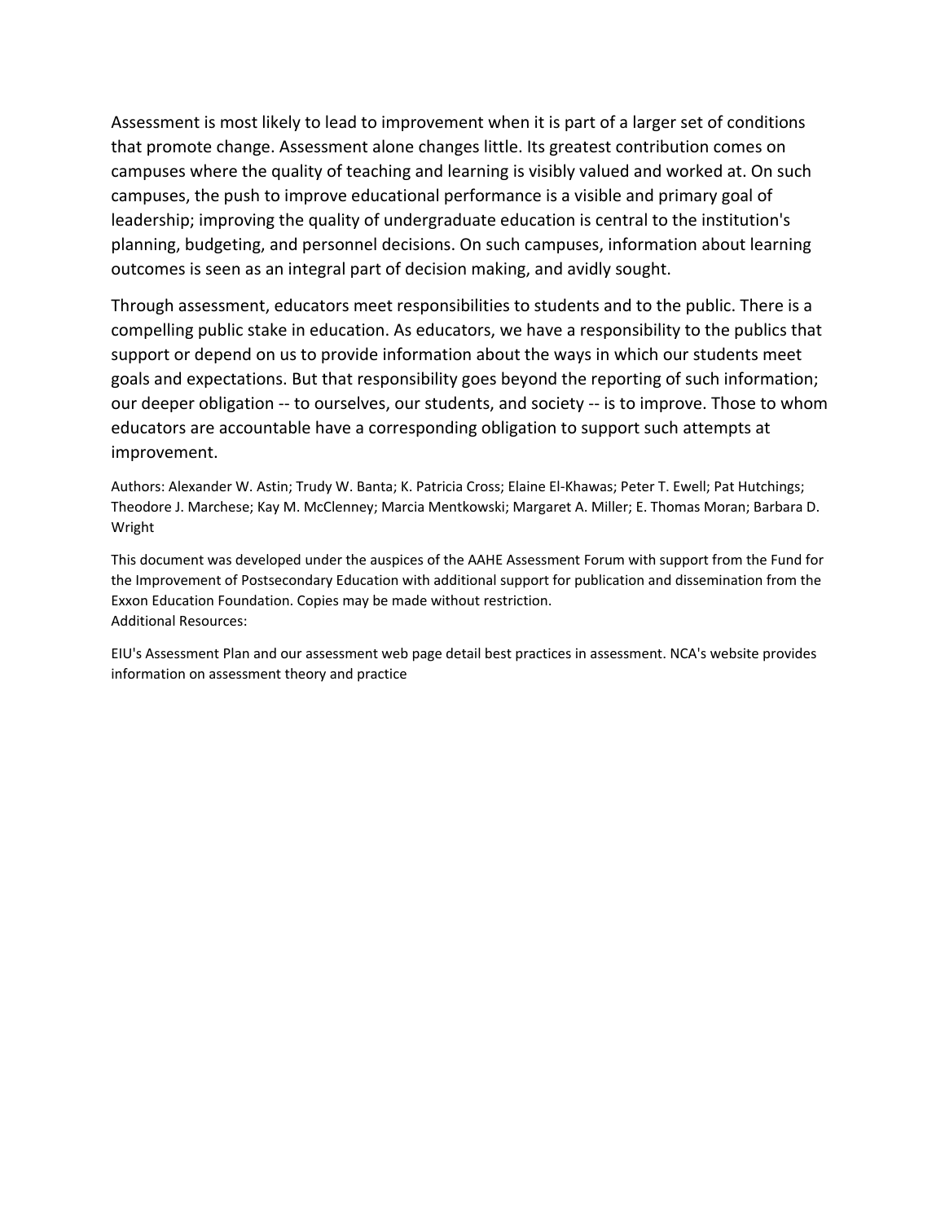Assessment is most likely to lead to improvement when it is part of a larger set of conditions that promote change. Assessment alone changes little. Its greatest contribution comes on campuses where the quality of teaching and learning is visibly valued and worked at. On such campuses, the push to improve educational performance is a visible and primary goal of leadership; improving the quality of undergraduate education is central to the institution's planning, budgeting, and personnel decisions. On such campuses, information about learning outcomes is seen as an integral part of decision making, and avidly sought.

Through assessment, educators meet responsibilities to students and to the public. There is a compelling public stake in education. As educators, we have a responsibility to the publics that support or depend on us to provide information about the ways in which our students meet goals and expectations. But that responsibility goes beyond the reporting of such information; our deeper obligation -- to ourselves, our students, and society -- is to improve. Those to whom educators are accountable have a corresponding obligation to support such attempts at improvement.

Authors: Alexander W. Astin; Trudy W. Banta; K. Patricia Cross; Elaine El-Khawas; Peter T. Ewell; Pat Hutchings; Theodore J. Marchese; Kay M. McClenney; Marcia Mentkowski; Margaret A. Miller; E. Thomas Moran; Barbara D. Wright

This document was developed under the auspices of the AAHE Assessment Forum with support from the Fund for the Improvement of Postsecondary Education with additional support for publication and dissemination from the Exxon Education Foundation. Copies may be made without restriction.
Additional Resources:

EIU's Assessment Plan and our assessment web page detail best practices in assessment. NCA's website provides information on assessment theory and practice